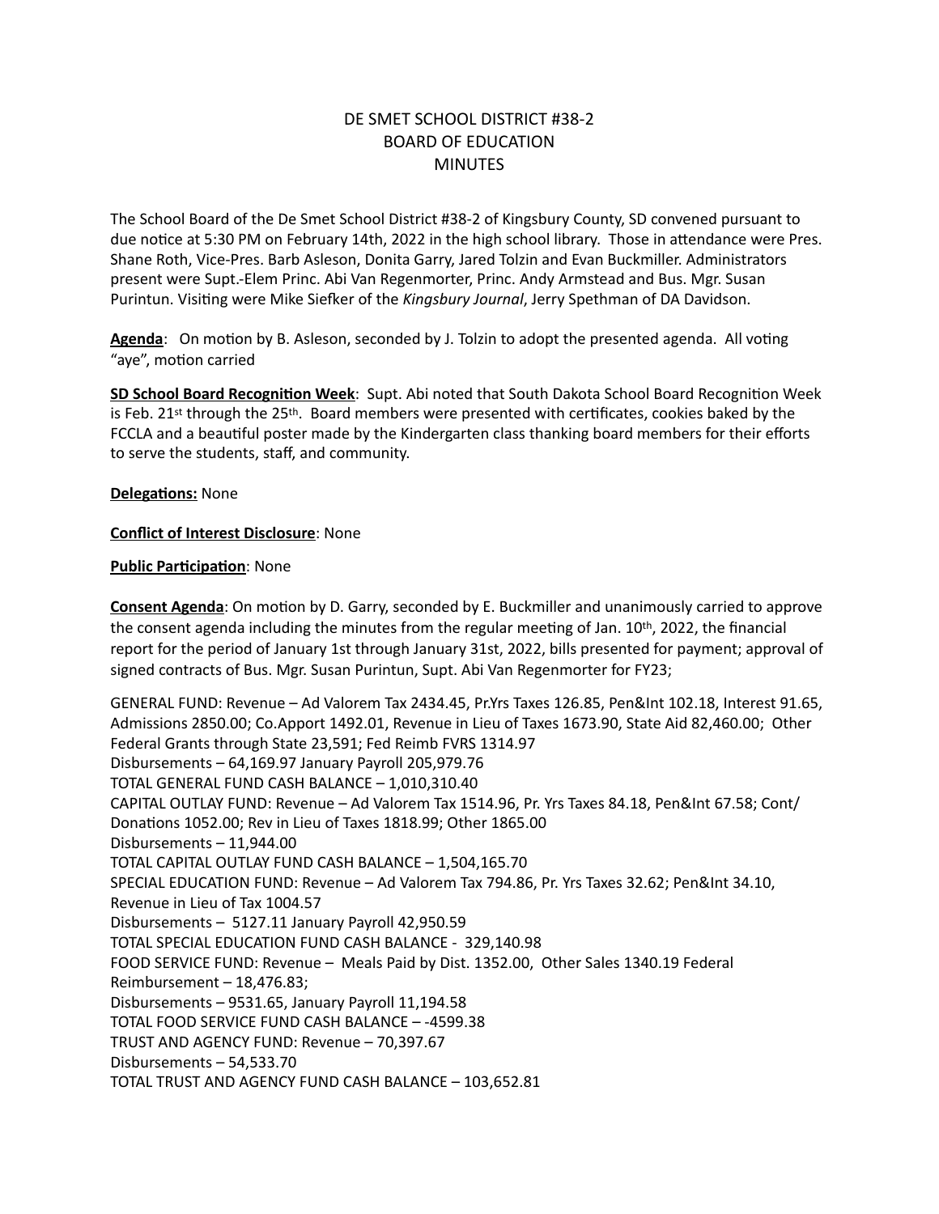# DE SMET SCHOOL DISTRICT #38-2
# BOARD OF EDUCATION
# MINUTES

The School Board of the De Smet School District #38-2 of Kingsbury County, SD convened pursuant to due notice at 5:30 PM on February 14th, 2022 in the high school library. Those in attendance were Pres. Shane Roth, Vice-Pres. Barb Asleson, Donita Garry, Jared Tolzin and Evan Buckmiller. Administrators present were Supt.-Elem Princ. Abi Van Regenmorter, Princ. Andy Armstead and Bus. Mgr. Susan Purintun. Visiting were Mike Siefker of the *Kingsbury Journal*, Jerry Spethman of DA Davidson.

**Agenda**: On motion by B. Asleson, seconded by J. Tolzin to adopt the presented agenda. All voting "aye", motion carried

**SD School Board Recognition Week**: Supt. Abi noted that South Dakota School Board Recognition Week is Feb. 21st through the 25th. Board members were presented with certificates, cookies baked by the FCCLA and a beautiful poster made by the Kindergarten class thanking board members for their efforts to serve the students, staff, and community.

**Delegations:** None

**Conflict of Interest Disclosure**: None

**Public Participation**: None

**Consent Agenda**: On motion by D. Garry, seconded by E. Buckmiller and unanimously carried to approve the consent agenda including the minutes from the regular meeting of Jan. 10th, 2022, the financial report for the period of January 1st through January 31st, 2022, bills presented for payment; approval of signed contracts of Bus. Mgr. Susan Purintun, Supt. Abi Van Regenmorter for FY23;

GENERAL FUND: Revenue – Ad Valorem Tax 2434.45, Pr.Yrs Taxes 126.85, Pen&Int 102.18, Interest 91.65, Admissions 2850.00; Co.Apport 1492.01, Revenue in Lieu of Taxes 1673.90, State Aid 82,460.00; Other Federal Grants through State 23,591; Fed Reimb FVRS 1314.97
Disbursements – 64,169.97 January Payroll 205,979.76
TOTAL GENERAL FUND CASH BALANCE – 1,010,310.40
CAPITAL OUTLAY FUND: Revenue – Ad Valorem Tax 1514.96, Pr. Yrs Taxes 84.18, Pen&Int 67.58; Cont/ Donations 1052.00; Rev in Lieu of Taxes 1818.99; Other 1865.00
Disbursements – 11,944.00
TOTAL CAPITAL OUTLAY FUND CASH BALANCE – 1,504,165.70
SPECIAL EDUCATION FUND: Revenue – Ad Valorem Tax 794.86, Pr. Yrs Taxes 32.62; Pen&Int 34.10, Revenue in Lieu of Tax 1004.57
Disbursements – 5127.11 January Payroll 42,950.59
TOTAL SPECIAL EDUCATION FUND CASH BALANCE - 329,140.98
FOOD SERVICE FUND: Revenue – Meals Paid by Dist. 1352.00, Other Sales 1340.19 Federal Reimbursement – 18,476.83;
Disbursements – 9531.65, January Payroll 11,194.58
TOTAL FOOD SERVICE FUND CASH BALANCE – -4599.38
TRUST AND AGENCY FUND: Revenue – 70,397.67
Disbursements – 54,533.70
TOTAL TRUST AND AGENCY FUND CASH BALANCE – 103,652.81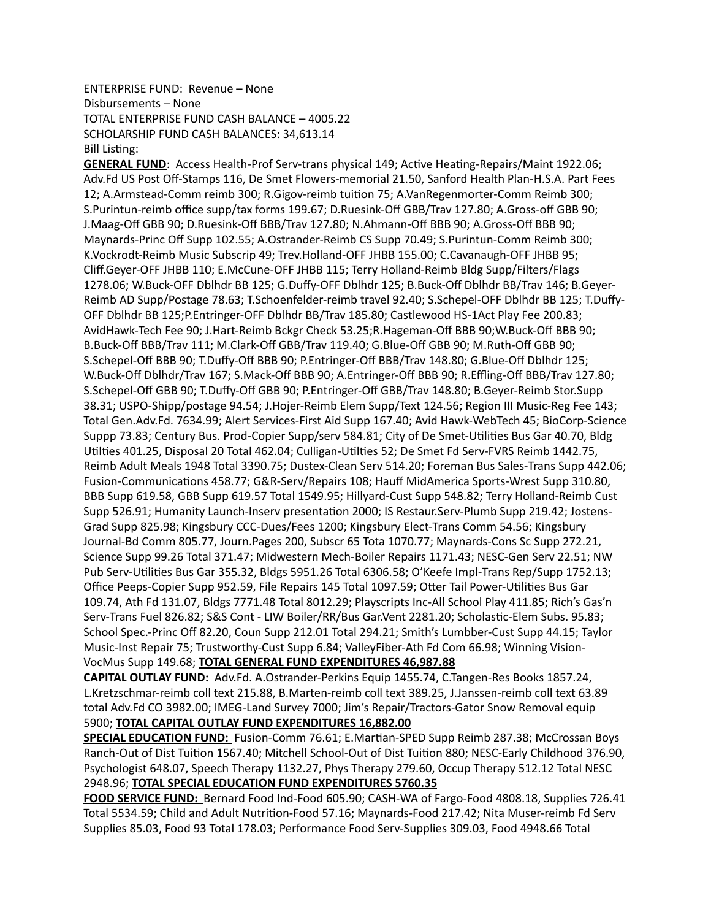ENTERPRISE FUND: Revenue – None
Disbursements – None
TOTAL ENTERPRISE FUND CASH BALANCE – 4005.22
SCHOLARSHIP FUND CASH BALANCES: 34,613.14
Bill Listing:

**GENERAL FUND**: Access Health-Prof Serv-trans physical 149; Active Heating-Repairs/Maint 1922.06; Adv.Fd US Post Off-Stamps 116, De Smet Flowers-memorial 21.50, Sanford Health Plan-H.S.A. Part Fees 12; A.Armstead-Comm reimb 300; R.Gigov-reimb tuition 75; A.VanRegenmorter-Comm Reimb 300; S.Purintun-reimb office supp/tax forms 199.67; D.Ruesink-Off GBB/Trav 127.80; A.Gross-off GBB 90; J.Maag-Off GBB 90; D.Ruesink-Off BBB/Trav 127.80; N.Ahmann-Off BBB 90; A.Gross-Off BBB 90; Maynards-Princ Off Supp 102.55; A.Ostrander-Reimb CS Supp 70.49; S.Purintun-Comm Reimb 300; K.Vockrodt-Reimb Music Subscrip 49; Trev.Holland-OFF JHBB 155.00; C.Cavanaugh-OFF JHBB 95; Cliff.Geyer-OFF JHBB 110; E.McCune-OFF JHBB 115; Terry Holland-Reimb Bldg Supp/Filters/Flags 1278.06; W.Buck-OFF Dblhdr BB 125; G.Duffy-OFF Dblhdr 125; B.Buck-Off Dblhdr BB/Trav 146; B.Geyer-Reimb AD Supp/Postage 78.63; T.Schoenfelder-reimb travel 92.40; S.Schepel-OFF Dblhdr BB 125; T.Duffy-OFF Dblhdr BB 125;P.Entringer-OFF Dblhdr BB/Trav 185.80; Castlewood HS-1Act Play Fee 200.83; AvidHawk-Tech Fee 90; J.Hart-Reimb Bckgr Check 53.25;R.Hageman-Off BBB 90;W.Buck-Off BBB 90; B.Buck-Off BBB/Trav 111; M.Clark-Off GBB/Trav 119.40; G.Blue-Off GBB 90; M.Ruth-Off GBB 90; S.Schepel-Off BBB 90; T.Duffy-Off BBB 90; P.Entringer-Off BBB/Trav 148.80; G.Blue-Off Dblhdr 125; W.Buck-Off Dblhdr/Trav 167; S.Mack-Off BBB 90; A.Entringer-Off BBB 90; R.Effling-Off BBB/Trav 127.80; S.Schepel-Off GBB 90; T.Duffy-Off GBB 90; P.Entringer-Off GBB/Trav 148.80; B.Geyer-Reimb Stor.Supp 38.31; USPO-Shipp/postage 94.54; J.Hojer-Reimb Elem Supp/Text 124.56; Region III Music-Reg Fee 143; Total Gen.Adv.Fd. 7634.99; Alert Services-First Aid Supp 167.40; Avid Hawk-WebTech 45; BioCorp-Science Suppp 73.83; Century Bus. Prod-Copier Supp/serv 584.81; City of De Smet-Utilities Bus Gar 40.70, Bldg Utilities 401.25, Disposal 20 Total 462.04; Culligan-Utilities 52; De Smet Fd Serv-FVRS Reimb 1442.75, Reimb Adult Meals 1948 Total 3390.75; Dustex-Clean Serv 514.20; Foreman Bus Sales-Trans Supp 442.06; Fusion-Communications 458.77; G&R-Serv/Repairs 108; Hauff MidAmerica Sports-Wrest Supp 310.80, BBB Supp 619.58, GBB Supp 619.57 Total 1549.95; Hillyard-Cust Supp 548.82; Terry Holland-Reimb Cust Supp 526.91; Humanity Launch-Inserv presentation 2000; IS Restaur.Serv-Plumb Supp 219.42; Jostens-Grad Supp 825.98; Kingsbury CCC-Dues/Fees 1200; Kingsbury Elect-Trans Comm 54.56; Kingsbury Journal-Bd Comm 805.77, Journ.Pages 200, Subscr 65 Tota 1070.77; Maynards-Cons Sc Supp 272.21, Science Supp 99.26 Total 371.47; Midwestern Mech-Boiler Repairs 1171.43; NESC-Gen Serv 22.51; NW Pub Serv-Utilities Bus Gar 355.32, Bldgs 5951.26 Total 6306.58; O'Keefe Impl-Trans Rep/Supp 1752.13; Office Peeps-Copier Supp 952.59, File Repairs 145 Total 1097.59; Otter Tail Power-Utilities Bus Gar 109.74, Ath Fd 131.07, Bldgs 7771.48 Total 8012.29; Playscripts Inc-All School Play 411.85; Rich's Gas'n Serv-Trans Fuel 826.82; S&S Cont - LIW Boiler/RR/Bus Gar.Vent 2281.20; Scholastic-Elem Subs. 95.83; School Spec.-Princ Off 82.20, Coun Supp 212.01 Total 294.21; Smith's Lumbber-Cust Supp 44.15; Taylor Music-Inst Repair 75; Trustworthy-Cust Supp 6.84; ValleyFiber-Ath Fd Com 66.98; Winning Vision-VocMus Supp 149.68; **TOTAL GENERAL FUND EXPENDITURES 46,987.88**

**CAPITAL OUTLAY FUND:** Adv.Fd. A.Ostrander-Perkins Equip 1455.74, C.Tangen-Res Books 1857.24, L.Kretzschmar-reimb coll text 215.88, B.Marten-reimb coll text 389.25, J.Janssen-reimb coll text 63.89 total Adv.Fd CO 3982.00; IMEG-Land Survey 7000; Jim's Repair/Tractors-Gator Snow Removal equip 5900; **TOTAL CAPITAL OUTLAY FUND EXPENDITURES 16,882.00**

**SPECIAL EDUCATION FUND:** Fusion-Comm 76.61; E.Martian-SPED Supp Reimb 287.38; McCrossan Boys Ranch-Out of Dist Tuition 1567.40; Mitchell School-Out of Dist Tuition 880; NESC-Early Childhood 376.90, Psychologist 648.07, Speech Therapy 1132.27, Phys Therapy 279.60, Occup Therapy 512.12 Total NESC 2948.96; **TOTAL SPECIAL EDUCATION FUND EXPENDITURES 5760.35**

**FOOD SERVICE FUND:** Bernard Food Ind-Food 605.90; CASH-WA of Fargo-Food 4808.18, Supplies 726.41 Total 5534.59; Child and Adult Nutrition-Food 57.16; Maynards-Food 217.42; Nita Muser-reimb Fd Serv Supplies 85.03, Food 93 Total 178.03; Performance Food Serv-Supplies 309.03, Food 4948.66 Total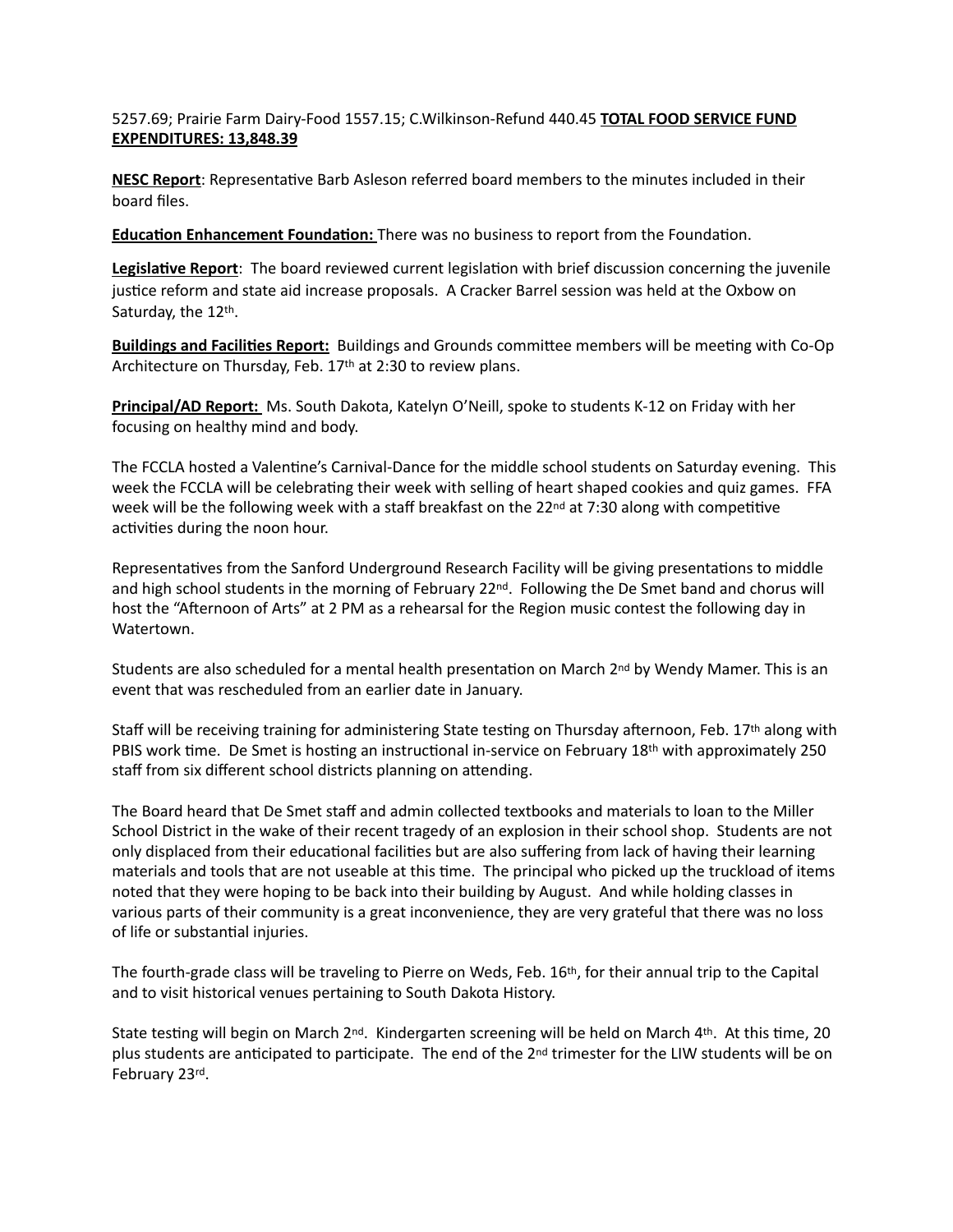5257.69; Prairie Farm Dairy-Food 1557.15; C.Wilkinson-Refund 440.45 **TOTAL FOOD SERVICE FUND EXPENDITURES: 13,848.39**

**NESC Report**: Representative Barb Asleson referred board members to the minutes included in their board files.

**Education Enhancement Foundation:** There was no business to report from the Foundation.

**Legislative Report**: The board reviewed current legislation with brief discussion concerning the juvenile justice reform and state aid increase proposals. A Cracker Barrel session was held at the Oxbow on Saturday, the 12th.

**Buildings and Facilities Report:** Buildings and Grounds committee members will be meeting with Co-Op Architecture on Thursday, Feb. 17th at 2:30 to review plans.

**Principal/AD Report:** Ms. South Dakota, Katelyn O'Neill, spoke to students K-12 on Friday with her focusing on healthy mind and body.

The FCCLA hosted a Valentine's Carnival-Dance for the middle school students on Saturday evening. This week the FCCLA will be celebrating their week with selling of heart shaped cookies and quiz games. FFA week will be the following week with a staff breakfast on the 22nd at 7:30 along with competitive activities during the noon hour.

Representatives from the Sanford Underground Research Facility will be giving presentations to middle and high school students in the morning of February 22nd. Following the De Smet band and chorus will host the "Afternoon of Arts" at 2 PM as a rehearsal for the Region music contest the following day in Watertown.

Students are also scheduled for a mental health presentation on March 2nd by Wendy Mamer. This is an event that was rescheduled from an earlier date in January.

Staff will be receiving training for administering State testing on Thursday afternoon, Feb. 17th along with PBIS work time. De Smet is hosting an instructional in-service on February 18th with approximately 250 staff from six different school districts planning on attending.

The Board heard that De Smet staff and admin collected textbooks and materials to loan to the Miller School District in the wake of their recent tragedy of an explosion in their school shop. Students are not only displaced from their educational facilities but are also suffering from lack of having their learning materials and tools that are not useable at this time. The principal who picked up the truckload of items noted that they were hoping to be back into their building by August. And while holding classes in various parts of their community is a great inconvenience, they are very grateful that there was no loss of life or substantial injuries.

The fourth-grade class will be traveling to Pierre on Weds, Feb. 16th, for their annual trip to the Capital and to visit historical venues pertaining to South Dakota History.

State testing will begin on March 2nd. Kindergarten screening will be held on March 4th. At this time, 20 plus students are anticipated to participate. The end of the 2nd trimester for the LIW students will be on February 23rd.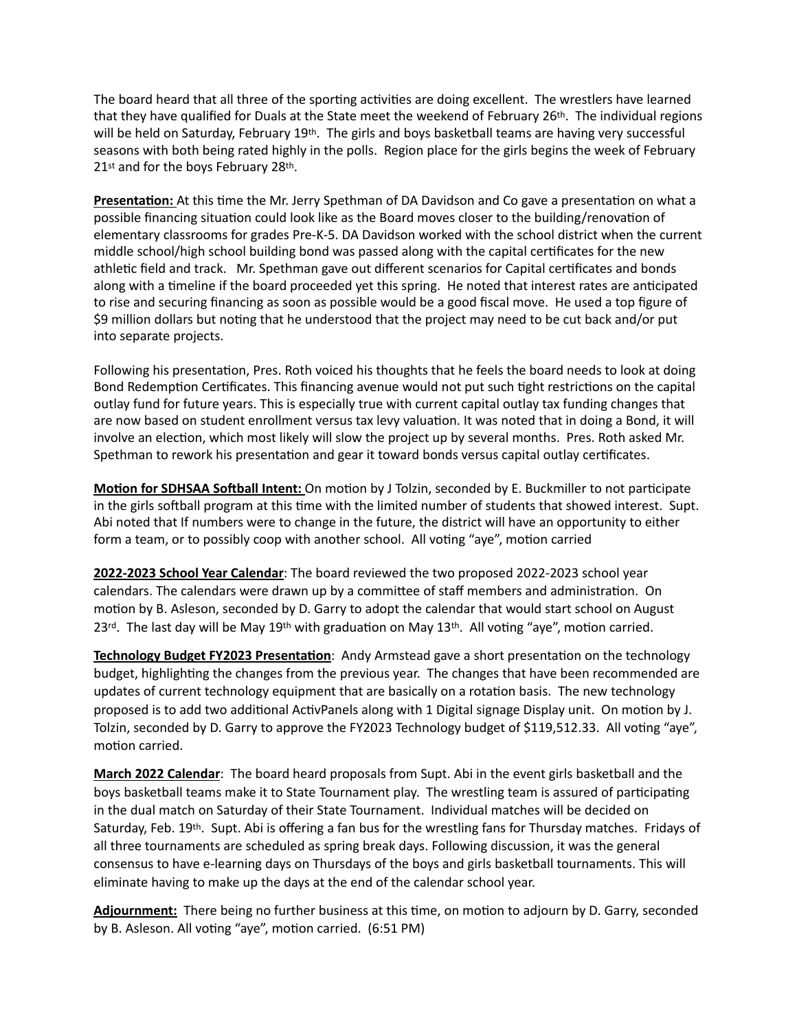The board heard that all three of the sporting activities are doing excellent. The wrestlers have learned that they have qualified for Duals at the State meet the weekend of February 26th. The individual regions will be held on Saturday, February 19th. The girls and boys basketball teams are having very successful seasons with both being rated highly in the polls. Region place for the girls begins the week of February 21st and for the boys February 28th.

**Presentation:** At this time the Mr. Jerry Spethman of DA Davidson and Co gave a presentation on what a possible financing situation could look like as the Board moves closer to the building/renovation of elementary classrooms for grades Pre-K-5. DA Davidson worked with the school district when the current middle school/high school building bond was passed along with the capital certificates for the new athletic field and track. Mr. Spethman gave out different scenarios for Capital certificates and bonds along with a timeline if the board proceeded yet this spring. He noted that interest rates are anticipated to rise and securing financing as soon as possible would be a good fiscal move. He used a top figure of $9 million dollars but noting that he understood that the project may need to be cut back and/or put into separate projects.

Following his presentation, Pres. Roth voiced his thoughts that he feels the board needs to look at doing Bond Redemption Certificates. This financing avenue would not put such tight restrictions on the capital outlay fund for future years. This is especially true with current capital outlay tax funding changes that are now based on student enrollment versus tax levy valuation. It was noted that in doing a Bond, it will involve an election, which most likely will slow the project up by several months. Pres. Roth asked Mr. Spethman to rework his presentation and gear it toward bonds versus capital outlay certificates.

**Motion for SDHSAA Softball Intent:** On motion by J Tolzin, seconded by E. Buckmiller to not participate in the girls softball program at this time with the limited number of students that showed interest. Supt. Abi noted that If numbers were to change in the future, the district will have an opportunity to either form a team, or to possibly coop with another school. All voting "aye", motion carried

**2022-2023 School Year Calendar**: The board reviewed the two proposed 2022-2023 school year calendars. The calendars were drawn up by a committee of staff members and administration. On motion by B. Asleson, seconded by D. Garry to adopt the calendar that would start school on August 23rd. The last day will be May 19th with graduation on May 13th. All voting "aye", motion carried.

**Technology Budget FY2023 Presentation**: Andy Armstead gave a short presentation on the technology budget, highlighting the changes from the previous year. The changes that have been recommended are updates of current technology equipment that are basically on a rotation basis. The new technology proposed is to add two additional ActivPanels along with 1 Digital signage Display unit. On motion by J. Tolzin, seconded by D. Garry to approve the FY2023 Technology budget of $119,512.33. All voting "aye", motion carried.

**March 2022 Calendar**: The board heard proposals from Supt. Abi in the event girls basketball and the boys basketball teams make it to State Tournament play. The wrestling team is assured of participating in the dual match on Saturday of their State Tournament. Individual matches will be decided on Saturday, Feb. 19th. Supt. Abi is offering a fan bus for the wrestling fans for Thursday matches. Fridays of all three tournaments are scheduled as spring break days. Following discussion, it was the general consensus to have e-learning days on Thursdays of the boys and girls basketball tournaments. This will eliminate having to make up the days at the end of the calendar school year.

**Adjournment:** There being no further business at this time, on motion to adjourn by D. Garry, seconded by B. Asleson. All voting "aye", motion carried. (6:51 PM)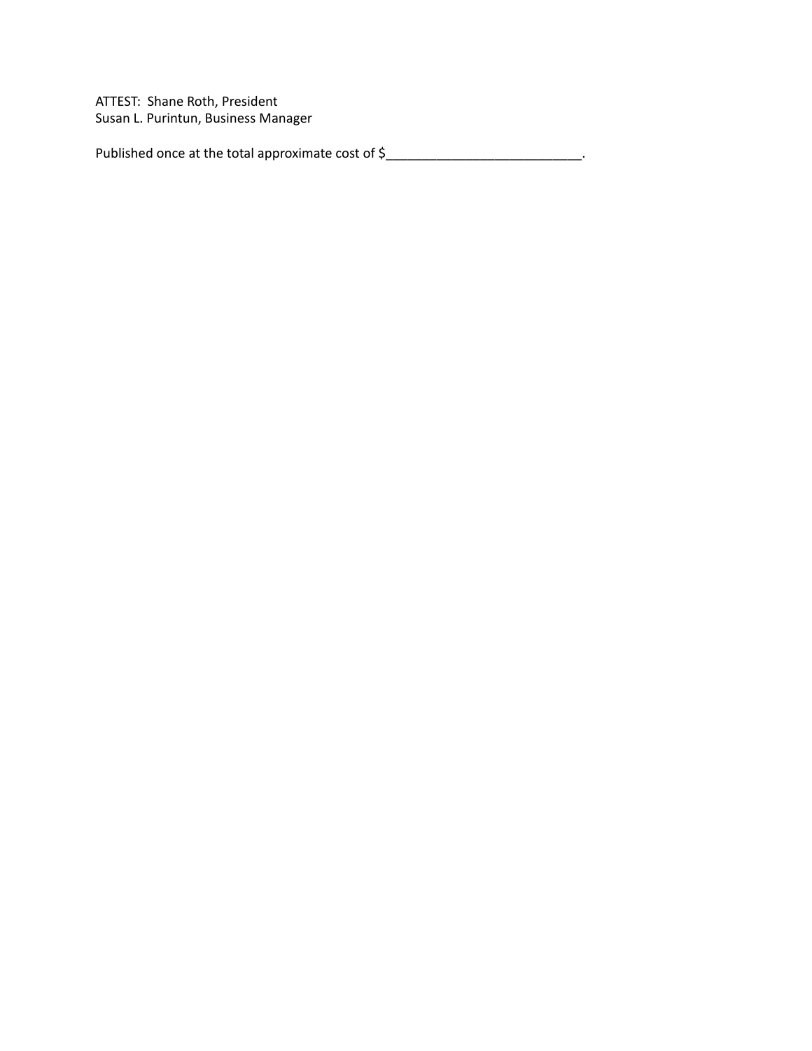ATTEST: Shane Roth, President
Susan L. Purintun, Business Manager

Published once at the total approximate cost of $___________________________.